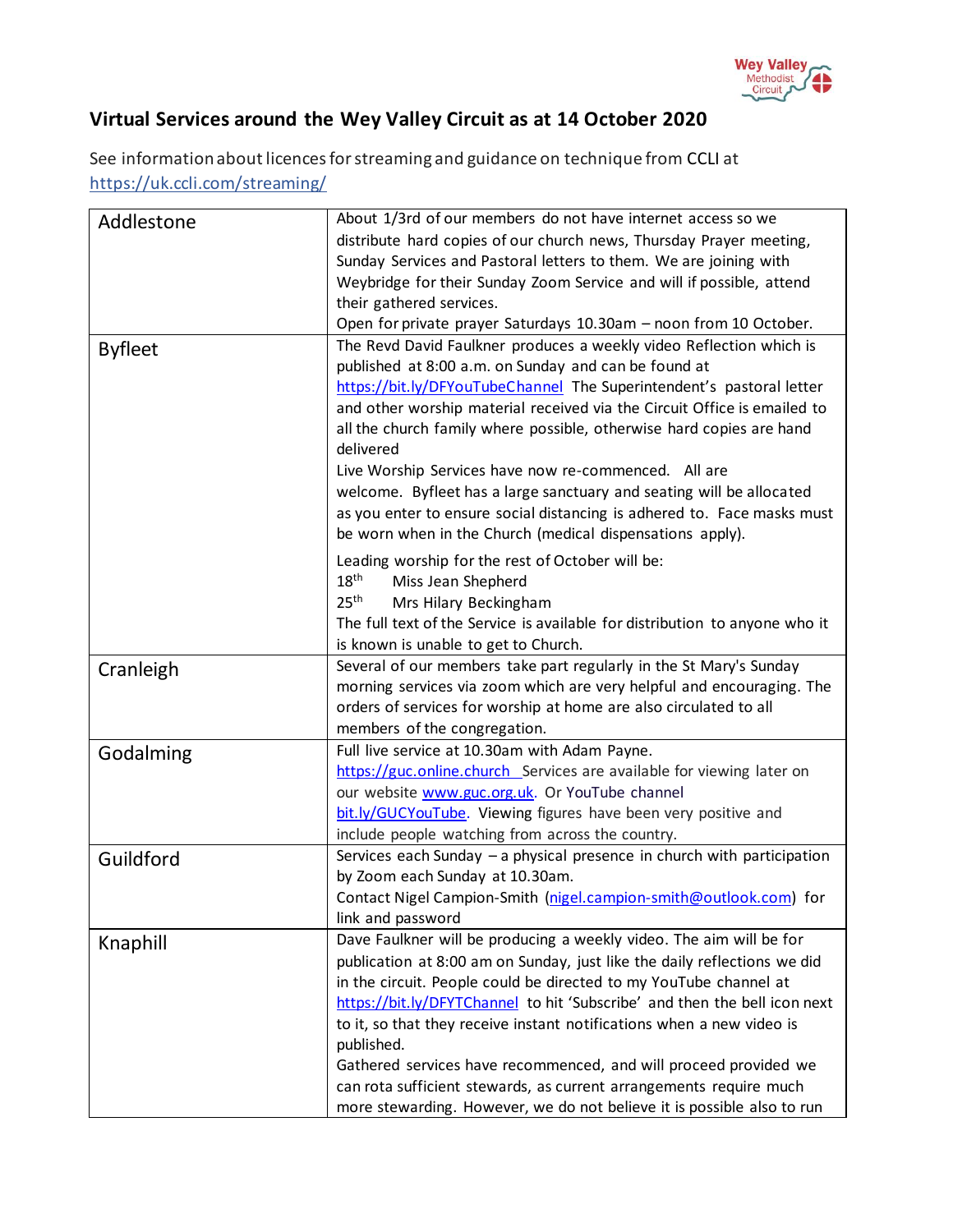# Virtual Services around the Wey Valley Circuit as at 14 October 2020

See information about licences for streaming and guidance on technique from CCLI at https://uk.ccli.com/streaming/

| | |
|---|---|
| Addlestone | About 1/3rd of our members do not have internet access so we distribute hard copies of our church news, Thursday Prayer meeting, Sunday Services and Pastoral letters to them. We are joining with Weybridge for their Sunday Zoom Service and will if possible, attend their gathered services.<br>Open for private prayer Saturdays 10.30am – noon from 10 October. |
| Byfleet | The Revd David Faulkner produces a weekly video Reflection which is published at 8:00 a.m. on Sunday and can be found at https://bit.ly/DFYouTubeChannel The Superintendent's pastoral letter and other worship material received via the Circuit Office is emailed to all the church family where possible, otherwise hard copies are hand delivered<br>Live Worship Services have now re-commenced. All are welcome. Byfleet has a large sanctuary and seating will be allocated as you enter to ensure social distancing is adhered to. Face masks must be worn when in the Church (medical dispensations apply).<br>Leading worship for the rest of October will be:<br>18th Miss Jean Shepherd<br>25th Mrs Hilary Beckingham<br>The full text of the Service is available for distribution to anyone who it is known is unable to get to Church. |
| Cranleigh | Several of our members take part regularly in the St Mary's Sunday morning services via zoom which are very helpful and encouraging. The orders of services for worship at home are also circulated to all members of the congregation. |
| Godalming | Full live service at 10.30am with Adam Payne. https://guc.online.church Services are available for viewing later on our website www.guc.org.uk. Or YouTube channel bit.ly/GUCYouTube. Viewing figures have been very positive and include people watching from across the country. |
| Guildford | Services each Sunday – a physical presence in church with participation by Zoom each Sunday at 10.30am.<br>Contact Nigel Campion-Smith (nigel.campion-smith@outlook.com) for link and password |
| Knaphill | Dave Faulkner will be producing a weekly video. The aim will be for publication at 8:00 am on Sunday, just like the daily reflections we did in the circuit. People could be directed to my YouTube channel at https://bit.ly/DFYTChannel to hit 'Subscribe' and then the bell icon next to it, so that they receive instant notifications when a new video is published.<br>Gathered services have recommenced, and will proceed provided we can rota sufficient stewards, as current arrangements require much more stewarding. However, we do not believe it is possible also to run |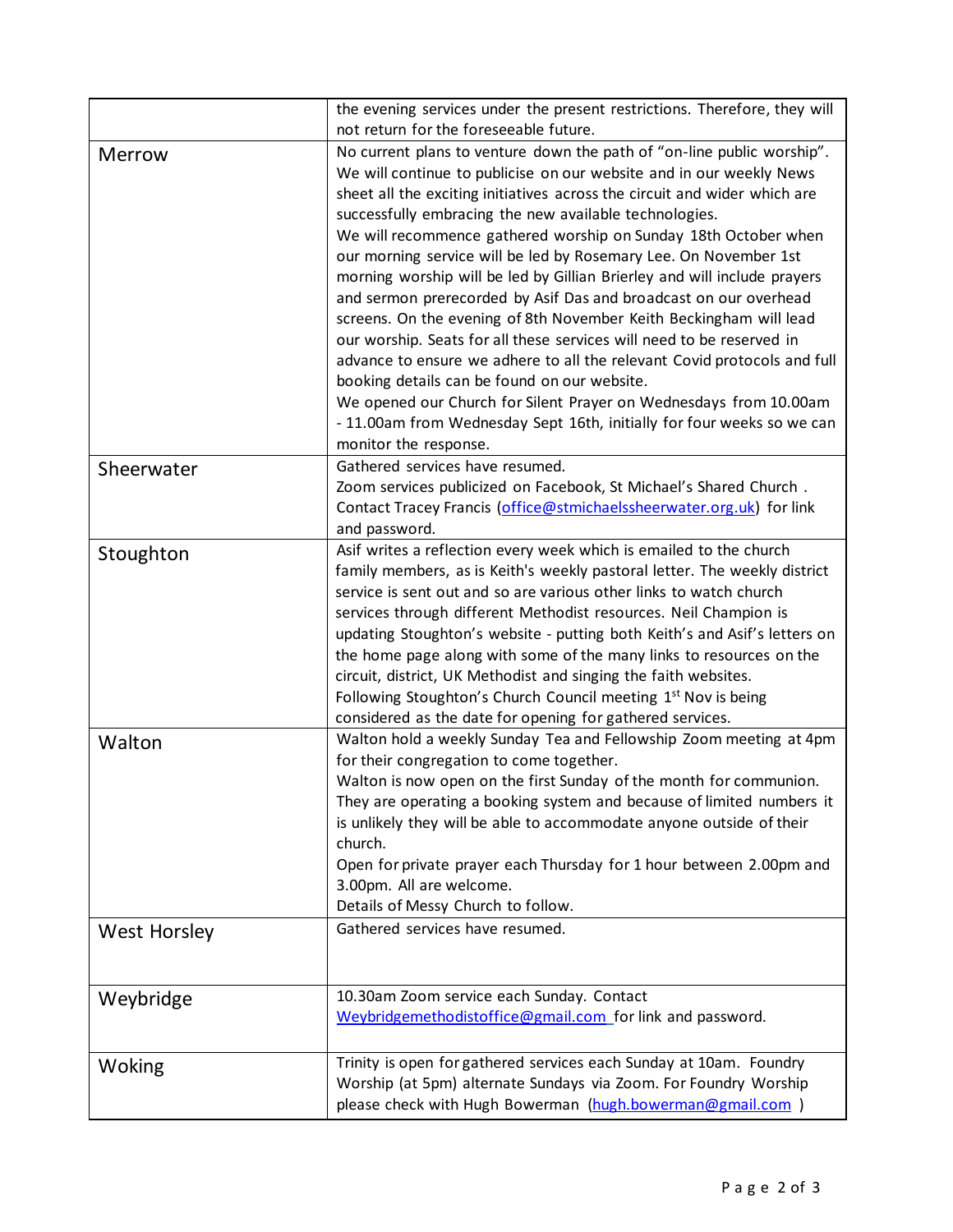| | |
|---|---|
| | the evening services under the present restrictions. Therefore, they will not return for the foreseeable future. |
| Merrow | No current plans to venture down the path of "on-line public worship". We will continue to publicise on our website and in our weekly News sheet all the exciting initiatives across the circuit and wider which are successfully embracing the new available technologies.<br>We will recommence gathered worship on Sunday 18th October when our morning service will be led by Rosemary Lee. On November 1st morning worship will be led by Gillian Brierley and will include prayers and sermon prerecorded by Asif Das and broadcast on our overhead screens. On the evening of 8th November Keith Beckingham will lead our worship. Seats for all these services will need to be reserved in advance to ensure we adhere to all the relevant Covid protocols and full booking details can be found on our website.<br>We opened our Church for Silent Prayer on Wednesdays from 10.00am - 11.00am from Wednesday Sept 16th, initially for four weeks so we can monitor the response. |
| Sheerwater | Gathered services have resumed.<br>Zoom services publicized on Facebook, St Michael's Shared Church . Contact Tracey Francis (office@stmichaelssheerwater.org.uk) for link and password. |
| Stoughton | Asif writes a reflection every week which is emailed to the church family members, as is Keith's weekly pastoral letter. The weekly district service is sent out and so are various other links to watch church services through different Methodist resources. Neil Champion is updating Stoughton's website - putting both Keith's and Asif's letters on the home page along with some of the many links to resources on the circuit, district, UK Methodist and singing the faith websites.<br>Following Stoughton's Church Council meeting 1st Nov is being considered as the date for opening for gathered services. |
| Walton | Walton hold a weekly Sunday Tea and Fellowship Zoom meeting at 4pm for their congregation to come together.<br>Walton is now open on the first Sunday of the month for communion. They are operating a booking system and because of limited numbers it is unlikely they will be able to accommodate anyone outside of their church.<br>Open for private prayer each Thursday for 1 hour between 2.00pm and 3.00pm. All are welcome.<br>Details of Messy Church to follow. |
| West Horsley | Gathered services have resumed. |
| Weybridge | 10.30am Zoom service each Sunday. Contact Weybridgemethodistoffice@gmail.com for link and password. |
| Woking | Trinity is open for gathered services each Sunday at 10am. Foundry Worship (at 5pm) alternate Sundays via Zoom. For Foundry Worship please check with Hugh Bowerman (hugh.bowerman@gmail.com ) |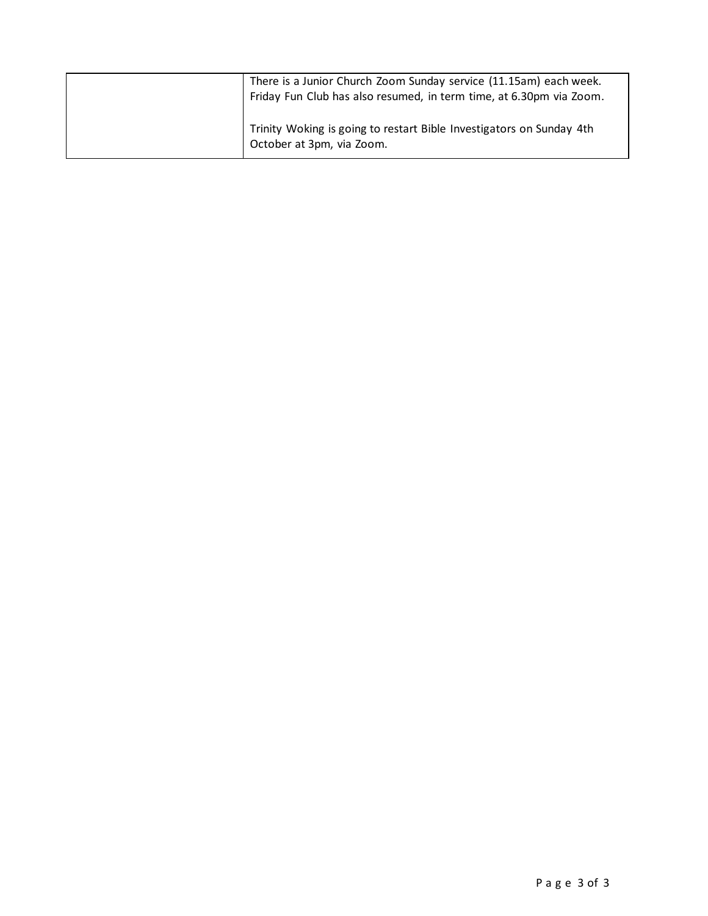| | |
|---|---|
| | There is a Junior Church Zoom Sunday service (11.15am) each week. Friday Fun Club has also resumed, in term time, at 6.30pm via Zoom.<br><br>Trinity Woking is going to restart Bible Investigators on Sunday 4th October at 3pm, via Zoom. |